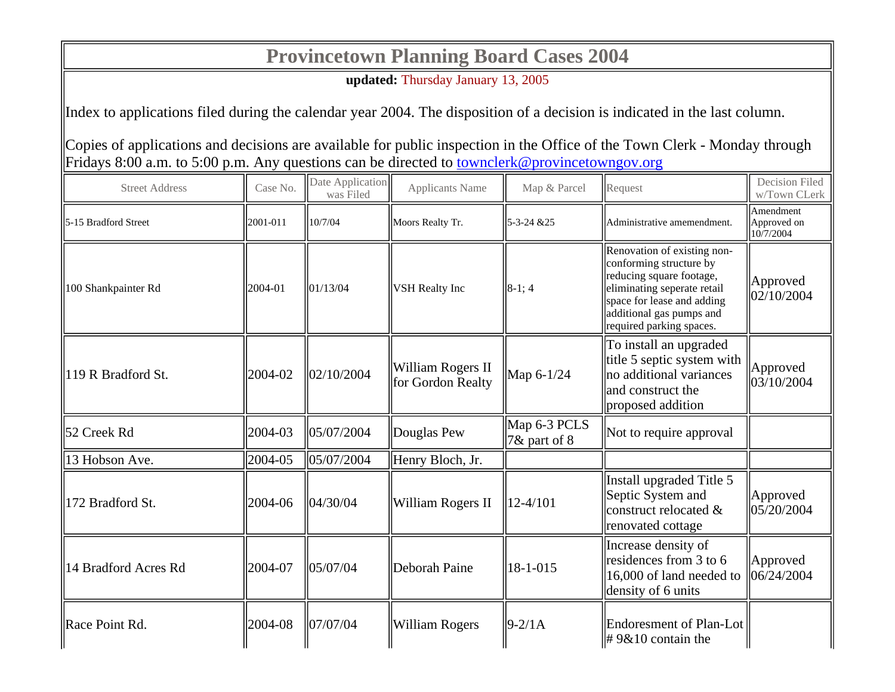# Provincetown Planning Board Cases 2004

**updated:** Thursday January 13, 2005

Index to applications filed during the calendar year 2004. The disposition of a decision is indicated in the last column.

Copies of applications and decisions are available for public inspection in the Office of the Town Clerk - Monday through Fridays 8:00 a.m. to 5:00 p.m. Any questions can be directed to townclerk@provincetowngov.org

| Street Address | Case No. | Date Application was Filed | Applicants Name | Map & Parcel | Request | Decision Filed w/Town CLerk |
|---|---|---|---|---|---|---|
| 5-15 Bradford Street | 2001-011 | 10/7/04 | Moors Realty Tr. | 5-3-24 &25 | Administrative amemendment. | Amendment Approved on 10/7/2004 |
| 100 Shankpainter Rd | 2004-01 | 01/13/04 | VSH Realty Inc | 8-1; 4 | Renovation of existing non-conforming structure by reducing square footage, eliminating seperate retail space for lease and adding additional gas pumps and required parking spaces. | Approved 02/10/2004 |
| 119 R Bradford St. | 2004-02 | 02/10/2004 | William Rogers II for Gordon Realty | Map 6-1/24 | To install an upgraded title 5 septic system with no additional variances and construct the proposed addition | Approved 03/10/2004 |
| 52 Creek Rd | 2004-03 | 05/07/2004 | Douglas Pew | Map 6-3 PCLS 7& part of 8 | Not to require approval | |
| 13 Hobson Ave. | 2004-05 | 05/07/2004 | Henry Bloch, Jr. | | | |
| 172 Bradford St. | 2004-06 | 04/30/04 | William Rogers II | 12-4/101 | Install upgraded Title 5 Septic System and construct relocated & renovated cottage | Approved 05/20/2004 |
| 14 Bradford Acres Rd | 2004-07 | 05/07/04 | Deborah Paine | 18-1-015 | Increase density of residences from 3 to 6 16,000 of land needed to density of 6 units | Approved 06/24/2004 |
| Race Point Rd. | 2004-08 | 07/07/04 | William Rogers | 9-2/1A | Endoresment of Plan-Lot # 9&10 contain the | |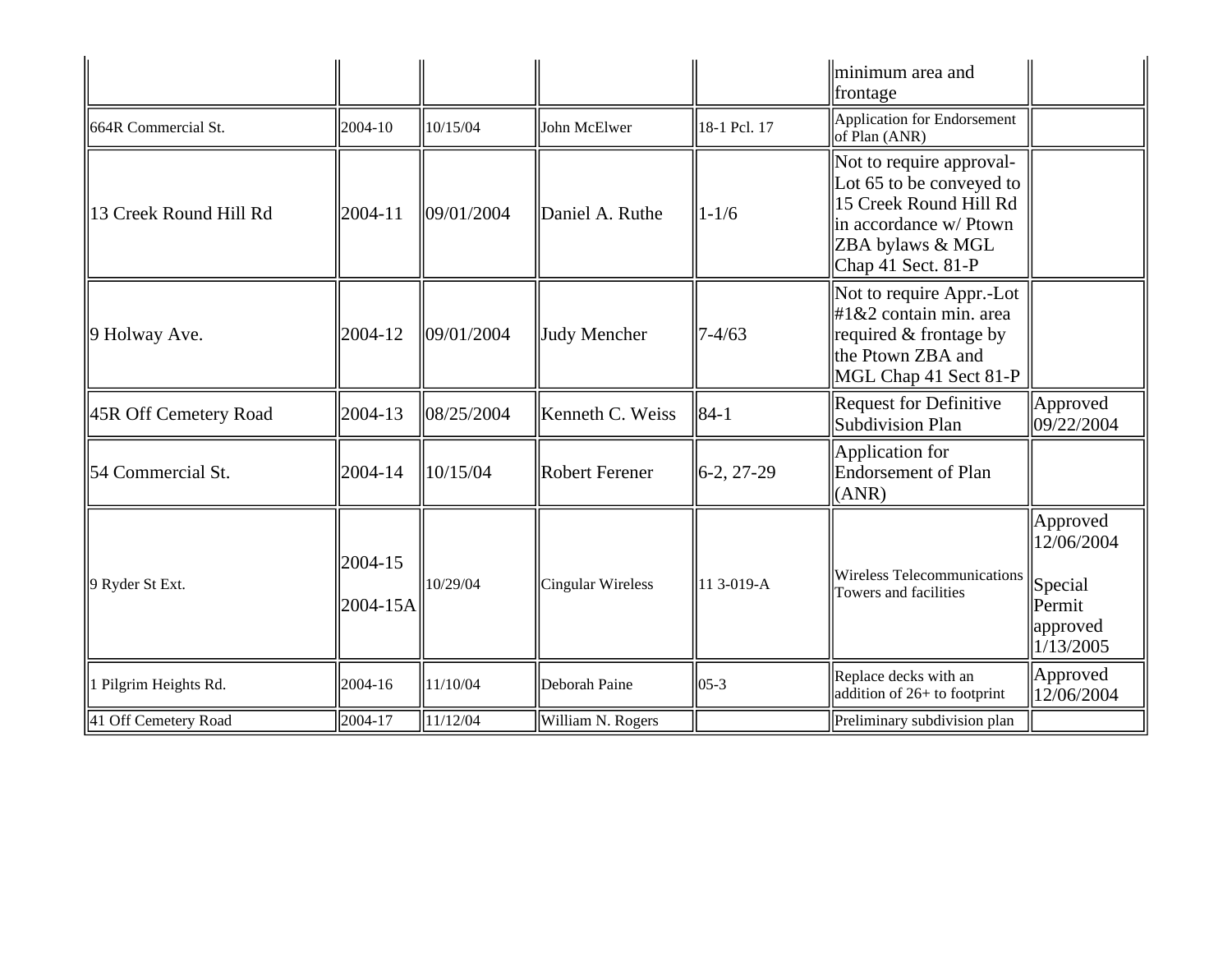| | | | | | | |
|---|---|---|---|---|---|---|
| | | | | | minimum area and frontage | |
| 664R Commercial St. | 2004-10 | 10/15/04 | John McElwer | 18-1 Pcl. 17 | Application for Endorsement of Plan (ANR) | |
| 13 Creek Round Hill Rd | 2004-11 | 09/01/2004 | Daniel A. Ruthe | 1-1/6 | Not to require approval-Lot 65 to be conveyed to 15 Creek Round Hill Rd in accordance w/ Ptown ZBA bylaws & MGL Chap 41 Sect. 81-P | |
| 9 Holway Ave. | 2004-12 | 09/01/2004 | Judy Mencher | 7-4/63 | Not to require Appr.-Lot #1&2 contain min. area required & frontage by the Ptown ZBA and MGL Chap 41 Sect 81-P | |
| 45R Off Cemetery Road | 2004-13 | 08/25/2004 | Kenneth C. Weiss | 84-1 | Request for Definitive Subdivision Plan | Approved 09/22/2004 |
| 54 Commercial St. | 2004-14 | 10/15/04 | Robert Ferener | 6-2, 27-29 | Application for Endorsement of Plan (ANR) | |
| 9 Ryder St Ext. | 2004-15 2004-15A | 10/29/04 | Cingular Wireless | 11 3-019-A | Wireless Telecommunications Towers and facilities | Approved 12/06/2004 Special Permit approved 1/13/2005 |
| 1 Pilgrim Heights Rd. | 2004-16 | 11/10/04 | Deborah Paine | 05-3 | Replace decks with an addition of 26+ to footprint | Approved 12/06/2004 |
| 41 Off Cemetery Road | 2004-17 | 11/12/04 | William N. Rogers | | Preliminary subdivision plan | |